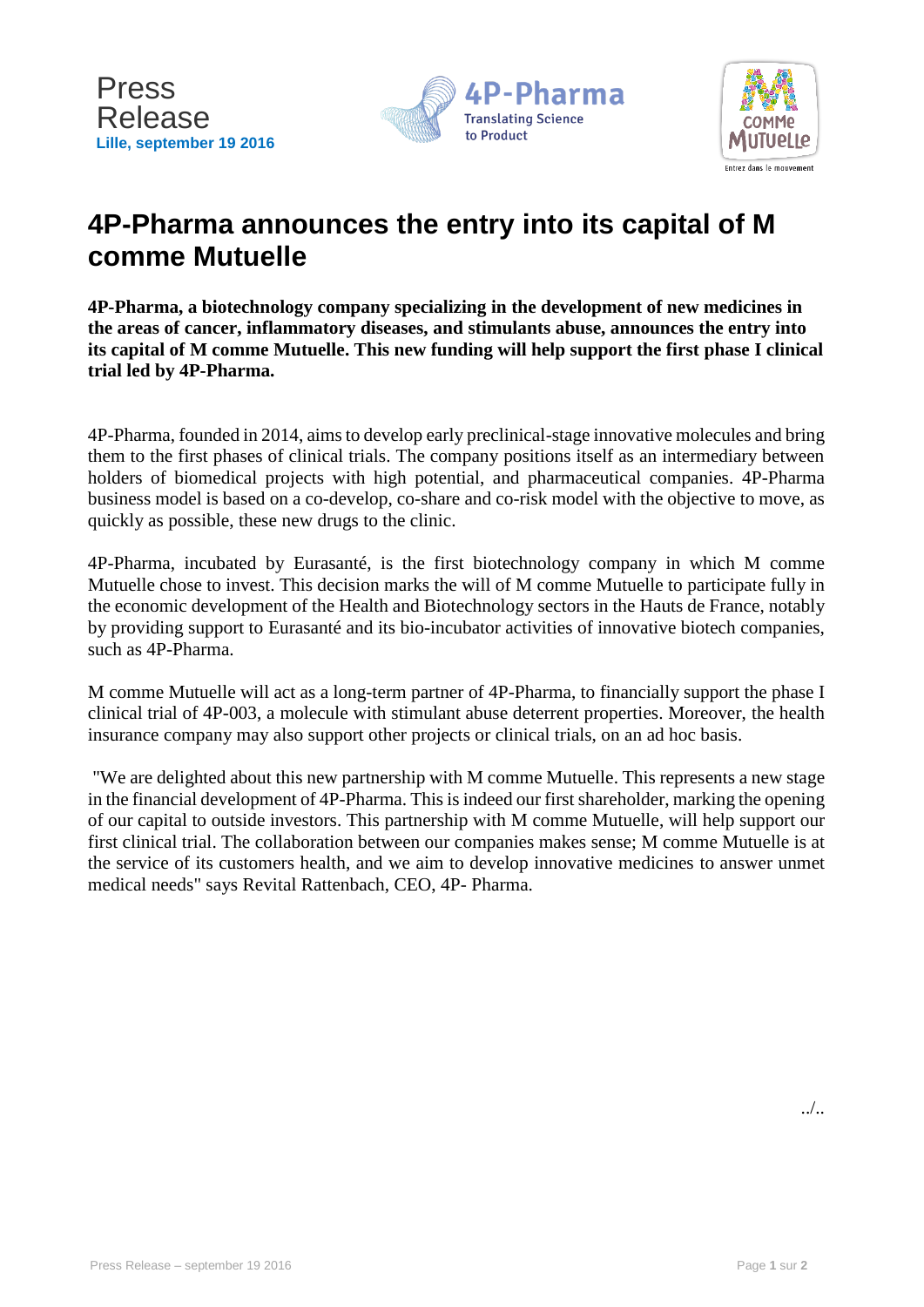Press Release
**Lille, september 19 2016**

# 4P-Pharma announces the entry into its capital of M comme Mutuelle

**4P-Pharma, a biotechnology company specializing in the development of new medicines in the areas of cancer, inflammatory diseases, and stimulants abuse, announces the entry into its capital of M comme Mutuelle. This new funding will help support the first phase I clinical trial led by 4P-Pharma.**

4P-Pharma, founded in 2014, aims to develop early preclinical-stage innovative molecules and bring them to the first phases of clinical trials. The company positions itself as an intermediary between holders of biomedical projects with high potential, and pharmaceutical companies. 4P-Pharma business model is based on a co-develop, co-share and co-risk model with the objective to move, as quickly as possible, these new drugs to the clinic.

4P-Pharma, incubated by Eurasanté, is the first biotechnology company in which M comme Mutuelle chose to invest. This decision marks the will of M comme Mutuelle to participate fully in the economic development of the Health and Biotechnology sectors in the Hauts de France, notably by providing support to Eurasanté and its bio-incubator activities of innovative biotech companies, such as 4P-Pharma.

M comme Mutuelle will act as a long-term partner of 4P-Pharma, to financially support the phase I clinical trial of 4P-003, a molecule with stimulant abuse deterrent properties. Moreover, the health insurance company may also support other projects or clinical trials, on an ad hoc basis.

"We are delighted about this new partnership with M comme Mutuelle. This represents a new stage in the financial development of 4P-Pharma. This is indeed our first shareholder, marking the opening of our capital to outside investors. This partnership with M comme Mutuelle, will help support our first clinical trial. The collaboration between our companies makes sense; M comme Mutuelle is at the service of its customers health, and we aim to develop innovative medicines to answer unmet medical needs" says Revital Rattenbach, CEO, 4P- Pharma.

../..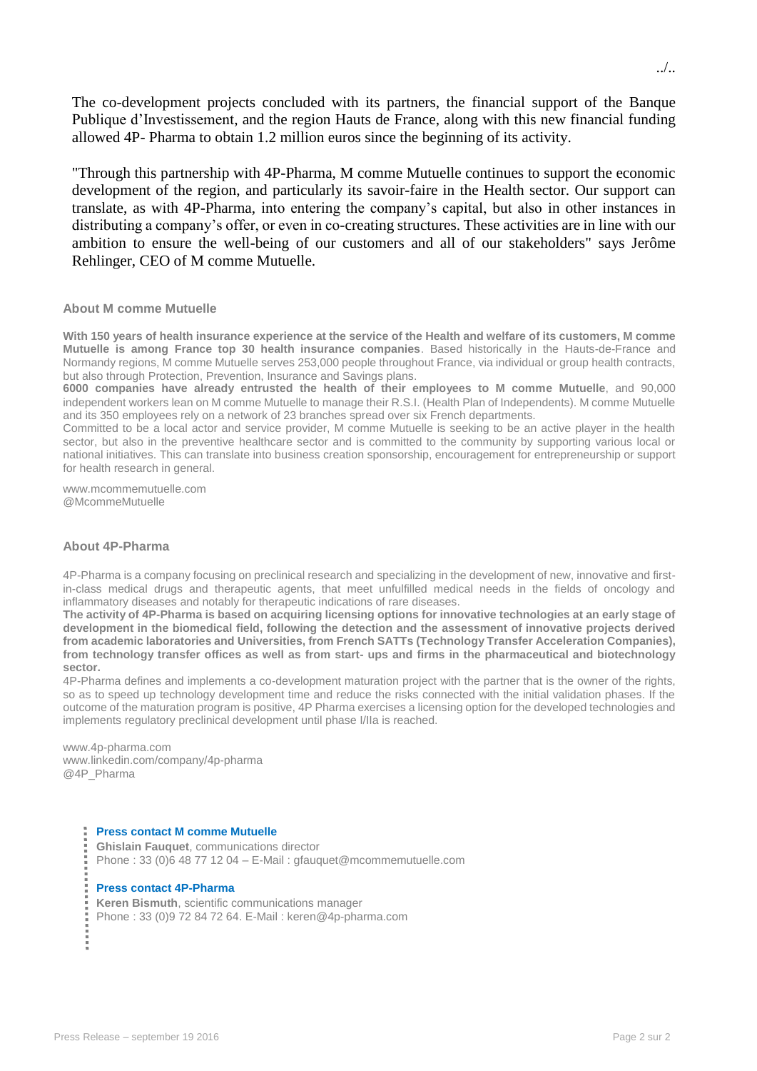../..

The co-development projects concluded with its partners, the financial support of the Banque Publique d'Investissement, and the region Hauts de France, along with this new financial funding allowed 4P- Pharma to obtain 1.2 million euros since the beginning of its activity.

"Through this partnership with 4P-Pharma, M comme Mutuelle continues to support the economic development of the region, and particularly its savoir-faire in the Health sector. Our support can translate, as with 4P-Pharma, into entering the company's capital, but also in other instances in distributing a company's offer, or even in co-creating structures. These activities are in line with our ambition to ensure the well-being of our customers and all of our stakeholders" says Jerôme Rehlinger, CEO of M comme Mutuelle.

### About M comme Mutuelle

**With 150 years of health insurance experience at the service of the Health and welfare of its customers, M comme Mutuelle is among France top 30 health insurance companies**. Based historically in the Hauts-de-France and Normandy regions, M comme Mutuelle serves 253,000 people throughout France, via individual or group health contracts, but also through Protection, Prevention, Insurance and Savings plans.
**6000 companies have already entrusted the health of their employees to M comme Mutuelle**, and 90,000 independent workers lean on M comme Mutuelle to manage their R.S.I. (Health Plan of Independents). M comme Mutuelle and its 350 employees rely on a network of 23 branches spread over six French departments.
Committed to be a local actor and service provider, M comme Mutuelle is seeking to be an active player in the health sector, but also in the preventive healthcare sector and is committed to the community by supporting various local or national initiatives. This can translate into business creation sponsorship, encouragement for entrepreneurship or support for health research in general.

www.mcommemutuelle.com
@McommeMutuelle

### About 4P-Pharma

4P-Pharma is a company focusing on preclinical research and specializing in the development of new, innovative and first-in-class medical drugs and therapeutic agents, that meet unfulfilled medical needs in the fields of oncology and inflammatory diseases and notably for therapeutic indications of rare diseases.
**The activity of 4P-Pharma is based on acquiring licensing options for innovative technologies at an early stage of development in the biomedical field, following the detection and the assessment of innovative projects derived from academic laboratories and Universities, from French SATTs (Technology Transfer Acceleration Companies), from technology transfer offices as well as from start- ups and firms in the pharmaceutical and biotechnology sector.**
4P-Pharma defines and implements a co-development maturation project with the partner that is the owner of the rights, so as to speed up technology development time and reduce the risks connected with the initial validation phases. If the outcome of the maturation program is positive, 4P Pharma exercises a licensing option for the developed technologies and implements regulatory preclinical development until phase I/IIa is reached.

www.4p-pharma.com
www.linkedin.com/company/4p-pharma
@4P_Pharma

**Press contact M comme Mutuelle**
**Ghislain Fauquet**, communications director
Phone : 33 (0)6 48 77 12 04 – E-Mail : gfauquet@mcommemutuelle.com

**Press contact 4P-Pharma**
**Keren Bismuth**, scientific communications manager
Phone : 33 (0)9 72 84 72 64. E-Mail : keren@4p-pharma.com